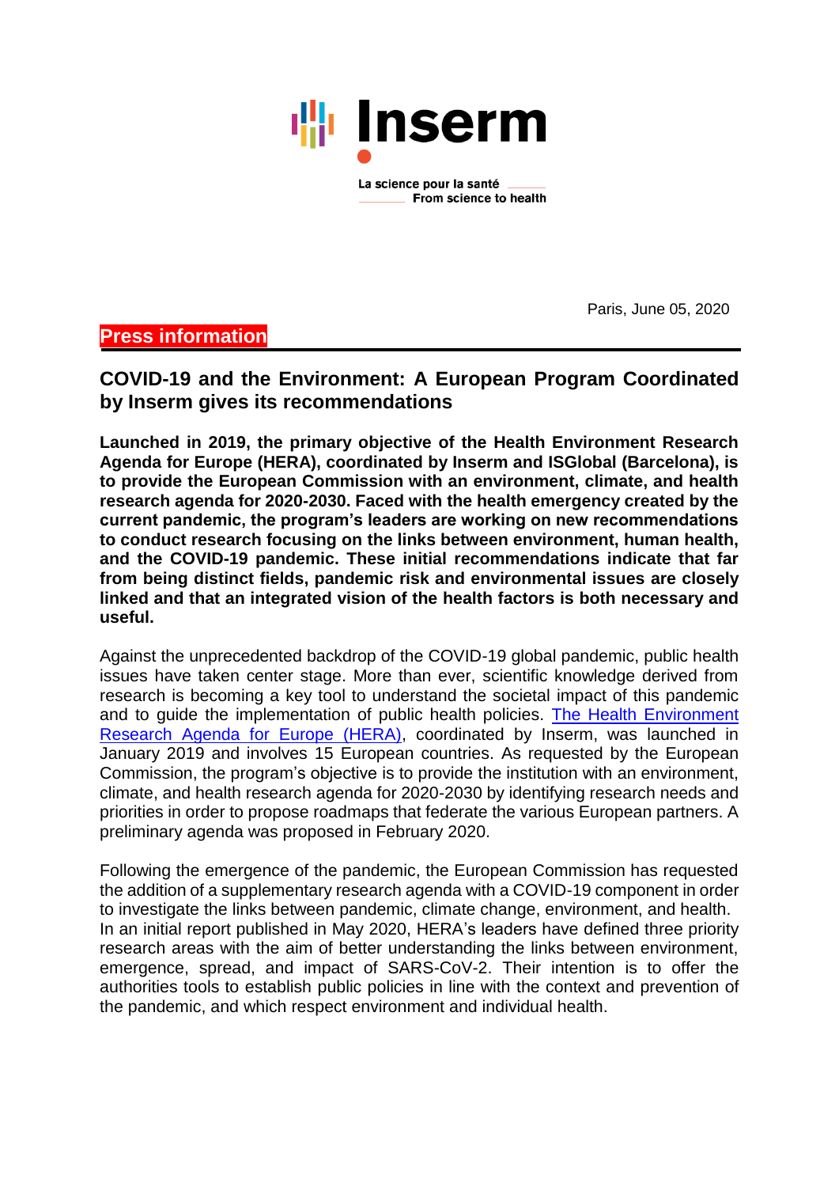Inserm

La science pour la santé
From science to health

Paris, June 05, 2020

**Press information**

## COVID-19 and the Environment: A European Program Coordinated by Inserm gives its recommendations

**Launched in 2019, the primary objective of the Health Environment Research Agenda for Europe (HERA), coordinated by Inserm and ISGlobal (Barcelona), is to provide the European Commission with an environment, climate, and health research agenda for 2020-2030. Faced with the health emergency created by the current pandemic, the program's leaders are working on new recommendations to conduct research focusing on the links between environment, human health, and the COVID-19 pandemic. These initial recommendations indicate that far from being distinct fields, pandemic risk and environmental issues are closely linked and that an integrated vision of the health factors is both necessary and useful.**

Against the unprecedented backdrop of the COVID-19 global pandemic, public health issues have taken center stage. More than ever, scientific knowledge derived from research is becoming a key tool to understand the societal impact of this pandemic and to guide the implementation of public health policies. The Health Environment Research Agenda for Europe (HERA), coordinated by Inserm, was launched in January 2019 and involves 15 European countries. As requested by the European Commission, the program's objective is to provide the institution with an environment, climate, and health research agenda for 2020-2030 by identifying research needs and priorities in order to propose roadmaps that federate the various European partners. A preliminary agenda was proposed in February 2020.

Following the emergence of the pandemic, the European Commission has requested the addition of a supplementary research agenda with a COVID-19 component in order to investigate the links between pandemic, climate change, environment, and health. In an initial report published in May 2020, HERA's leaders have defined three priority research areas with the aim of better understanding the links between environment, emergence, spread, and impact of SARS-CoV-2. Their intention is to offer the authorities tools to establish public policies in line with the context and prevention of the pandemic, and which respect environment and individual health.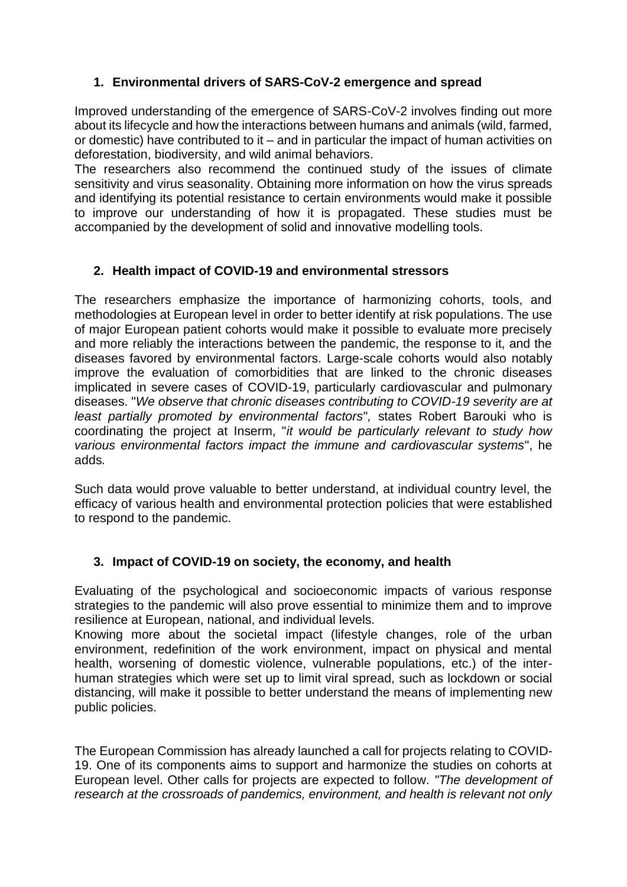1. **Environmental drivers of SARS-CoV-2 emergence and spread**

Improved understanding of the emergence of SARS-CoV-2 involves finding out more about its lifecycle and how the interactions between humans and animals (wild, farmed, or domestic) have contributed to it – and in particular the impact of human activities on deforestation, biodiversity, and wild animal behaviors.
The researchers also recommend the continued study of the issues of climate sensitivity and virus seasonality. Obtaining more information on how the virus spreads and identifying its potential resistance to certain environments would make it possible to improve our understanding of how it is propagated. These studies must be accompanied by the development of solid and innovative modelling tools.

2. **Health impact of COVID-19 and environmental stressors**

The researchers emphasize the importance of harmonizing cohorts, tools, and methodologies at European level in order to better identify at risk populations. The use of major European patient cohorts would make it possible to evaluate more precisely and more reliably the interactions between the pandemic, the response to it, and the diseases favored by environmental factors. Large-scale cohorts would also notably improve the evaluation of comorbidities that are linked to the chronic diseases implicated in severe cases of COVID-19, particularly cardiovascular and pulmonary diseases. "*We observe that chronic diseases contributing to COVID-19 severity are at least partially promoted by environmental factors*"*,* states Robert Barouki who is coordinating the project at Inserm, "*it would be particularly relevant to study how various environmental factors impact the immune and cardiovascular systems*", he adds*.*

Such data would prove valuable to better understand, at individual country level, the efficacy of various health and environmental protection policies that were established to respond to the pandemic.

3. **Impact of COVID-19 on society, the economy, and health**

Evaluating of the psychological and socioeconomic impacts of various response strategies to the pandemic will also prove essential to minimize them and to improve resilience at European, national, and individual levels.
Knowing more about the societal impact (lifestyle changes, role of the urban environment, redefinition of the work environment, impact on physical and mental health, worsening of domestic violence, vulnerable populations, etc.) of the inter-human strategies which were set up to limit viral spread, such as lockdown or social distancing, will make it possible to better understand the means of implementing new public policies.

The European Commission has already launched a call for projects relating to COVID-19. One of its components aims to support and harmonize the studies on cohorts at European level. Other calls for projects are expected to follow. *"The development of research at the crossroads of pandemics, environment, and health is relevant not only*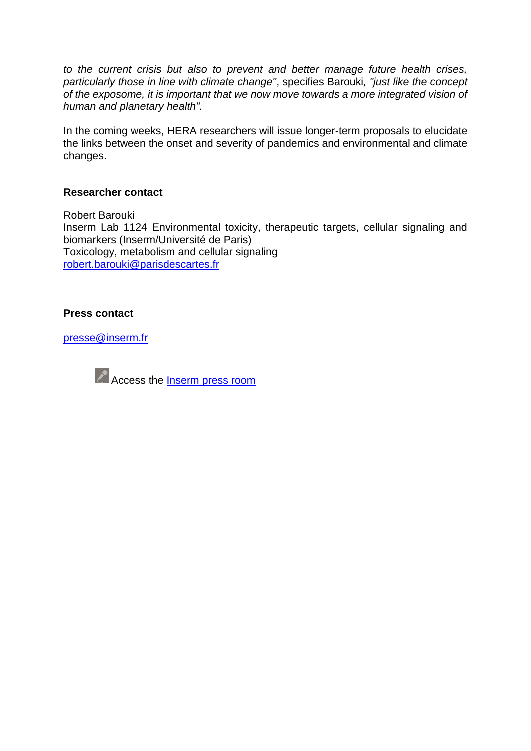*to the current crisis but also to prevent and better manage future health crises, particularly those in line with climate change"*, specifies Barouki*, "just like the concept of the exposome, it is important that we now move towards a more integrated vision of human and planetary health".*

In the coming weeks, HERA researchers will issue longer-term proposals to elucidate the links between the onset and severity of pandemics and environmental and climate changes.

**Researcher contact**

Robert Barouki
Inserm Lab 1124 Environmental toxicity, therapeutic targets, cellular signaling and biomarkers (Inserm/Université de Paris)
Toxicology, metabolism and cellular signaling
robert.barouki@parisdescartes.fr

**Press contact**

presse@inserm.fr

Access the Inserm press room